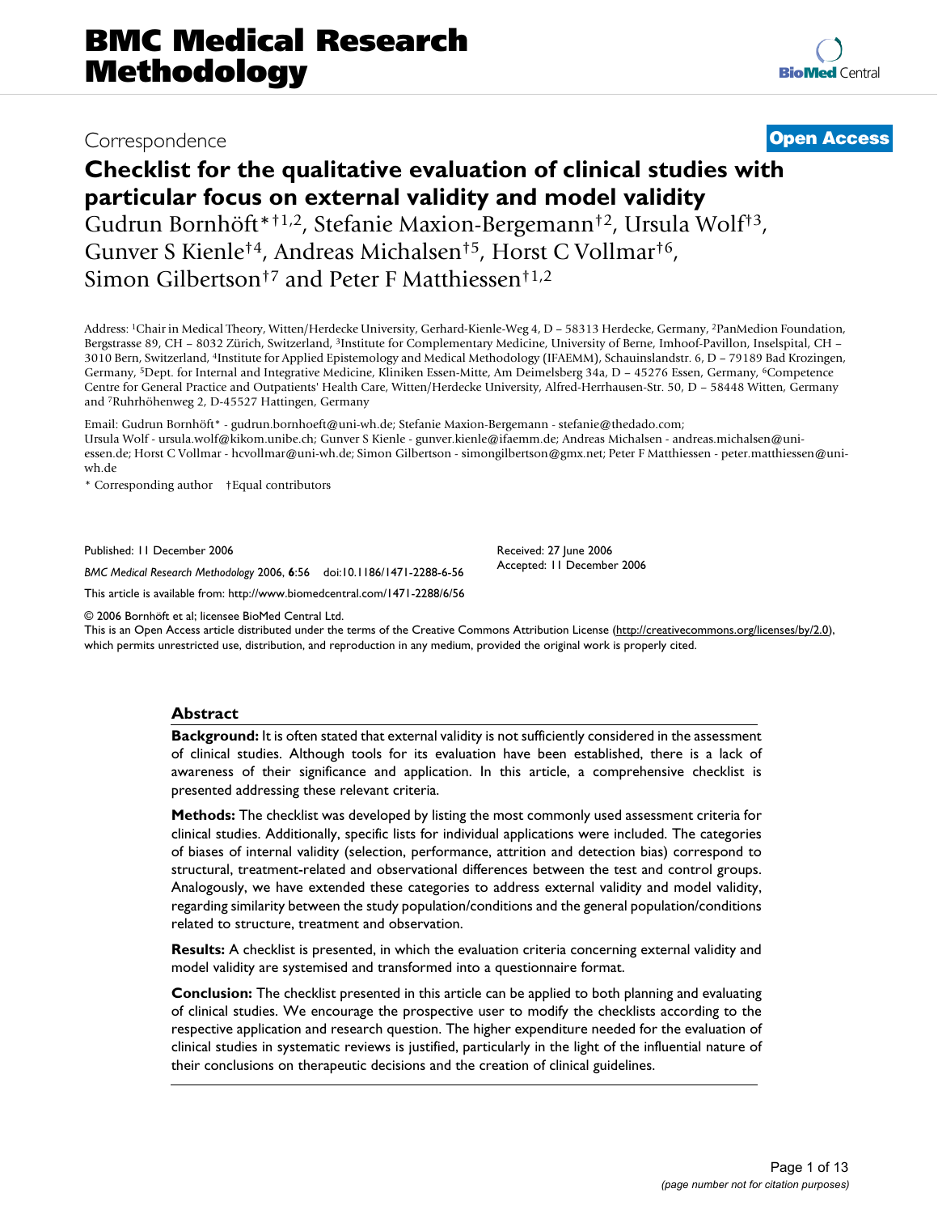Correspondence

**Open Access**

# Checklist for the qualitative evaluation of clinical studies with particular focus on external validity and model validity

Gudrun Bornhöft*†[1,2], Stefanie Maxion-Bergemann†[2], Ursula Wolf†[3], Gunver S Kienle†[4], Andreas Michalsen†[5], Horst C Vollmar†[6], Simon Gilbertson†[7] and Peter F Matthiessen†[1,2]

Address: [1]Chair in Medical Theory, Witten/Herdecke University, Gerhard-Kienle-Weg 4, D – 58313 Herdecke, Germany, [2]PanMedion Foundation, Bergstrasse 89, CH – 8032 Zürich, Switzerland, [3]Institute for Complementary Medicine, University of Berne, Imhoof-Pavillon, Inselspital, CH – 3010 Bern, Switzerland, [4]Institute for Applied Epistemology and Medical Methodology (IFAEMM), Schauinslandstr. 6, D – 79189 Bad Krozingen, Germany, [5]Dept. for Internal and Integrative Medicine, Kliniken Essen-Mitte, Am Deimelsberg 34a, D – 45276 Essen, Germany, [6]Competence Centre for General Practice and Outpatients' Health Care, Witten/Herdecke University, Alfred-Herrhausen-Str. 50, D – 58448 Witten, Germany and [7]Ruhrhöhenweg 2, D-45527 Hattingen, Germany

Email: Gudrun Bornhöft* - gudrun.bornhoeft@uni-wh.de; Stefanie Maxion-Bergemann - stefanie@thedado.com; Ursula Wolf - ursula.wolf@kikom.unibe.ch; Gunver S Kienle - gunver.kienle@ifaemm.de; Andreas Michalsen - andreas.michalsen@uni-essen.de; Horst C Vollmar - hcvollmar@uni-wh.de; Simon Gilbertson - simongilbertson@gmx.net; Peter F Matthiessen - peter.matthiessen@uni-wh.de

\* Corresponding author †Equal contributors

Published: 11 December 2006

Received: 27 June 2006
Accepted: 11 December 2006

*BMC Medical Research Methodology* 2006, **6**:56 doi:10.1186/1471-2288-6-56

This article is available from: http://www.biomedcentral.com/1471-2288/6/56

© 2006 Bornhöft et al; licensee BioMed Central Ltd.
This is an Open Access article distributed under the terms of the Creative Commons Attribution License (http://creativecommons.org/licenses/by/2.0), which permits unrestricted use, distribution, and reproduction in any medium, provided the original work is properly cited.

## Abstract

**Background:** It is often stated that external validity is not sufficiently considered in the assessment of clinical studies. Although tools for its evaluation have been established, there is a lack of awareness of their significance and application. In this article, a comprehensive checklist is presented addressing these relevant criteria.

**Methods:** The checklist was developed by listing the most commonly used assessment criteria for clinical studies. Additionally, specific lists for individual applications were included. The categories of biases of internal validity (selection, performance, attrition and detection bias) correspond to structural, treatment-related and observational differences between the test and control groups. Analogously, we have extended these categories to address external validity and model validity, regarding similarity between the study population/conditions and the general population/conditions related to structure, treatment and observation.

**Results:** A checklist is presented, in which the evaluation criteria concerning external validity and model validity are systemised and transformed into a questionnaire format.

**Conclusion:** The checklist presented in this article can be applied to both planning and evaluating of clinical studies. We encourage the prospective user to modify the checklists according to the respective application and research question. The higher expenditure needed for the evaluation of clinical studies in systematic reviews is justified, particularly in the light of the influential nature of their conclusions on therapeutic decisions and the creation of clinical guidelines.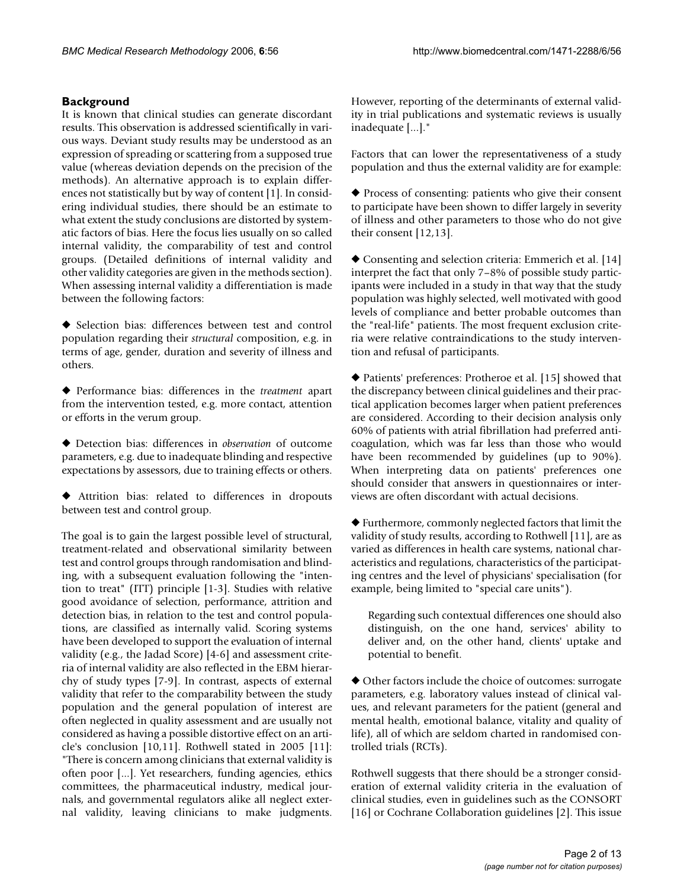## Background

It is known that clinical studies can generate discordant results. This observation is addressed scientifically in various ways. Deviant study results may be understood as an expression of spreading or scattering from a supposed true value (whereas deviation depends on the precision of the methods). An alternative approach is to explain differences not statistically but by way of content [1]. In considering individual studies, there should be an estimate to what extent the study conclusions are distorted by systematic factors of bias. Here the focus lies usually on so called internal validity, the comparability of test and control groups. (Detailed definitions of internal validity and other validity categories are given in the methods section). When assessing internal validity a differentiation is made between the following factors:

◆ Selection bias: differences between test and control population regarding their *structural* composition, e.g. in terms of age, gender, duration and severity of illness and others.

◆ Performance bias: differences in the *treatment* apart from the intervention tested, e.g. more contact, attention or efforts in the verum group.

◆ Detection bias: differences in *observation* of outcome parameters, e.g. due to inadequate blinding and respective expectations by assessors, due to training effects or others.

◆ Attrition bias: related to differences in dropouts between test and control group.

The goal is to gain the largest possible level of structural, treatment-related and observational similarity between test and control groups through randomisation and blinding, with a subsequent evaluation following the "intention to treat" (ITT) principle [1-3]. Studies with relative good avoidance of selection, performance, attrition and detection bias, in relation to the test and control populations, are classified as internally valid. Scoring systems have been developed to support the evaluation of internal validity (e.g., the Jadad Score) [4-6] and assessment criteria of internal validity are also reflected in the EBM hierarchy of study types [7-9]. In contrast, aspects of external validity that refer to the comparability between the study population and the general population of interest are often neglected in quality assessment and are usually not considered as having a possible distortive effect on an article's conclusion [10,11]. Rothwell stated in 2005 [11]: "There is concern among clinicians that external validity is often poor [...]. Yet researchers, funding agencies, ethics committees, the pharmaceutical industry, medical journals, and governmental regulators alike all neglect external validity, leaving clinicians to make judgments. However, reporting of the determinants of external validity in trial publications and systematic reviews is usually inadequate [...]."

Factors that can lower the representativeness of a study population and thus the external validity are for example:

◆ Process of consenting: patients who give their consent to participate have been shown to differ largely in severity of illness and other parameters to those who do not give their consent [12,13].

◆ Consenting and selection criteria: Emmerich et al. [14] interpret the fact that only 7–8% of possible study participants were included in a study in that way that the study population was highly selected, well motivated with good levels of compliance and better probable outcomes than the "real-life" patients. The most frequent exclusion criteria were relative contraindications to the study intervention and refusal of participants.

◆ Patients' preferences: Protheroe et al. [15] showed that the discrepancy between clinical guidelines and their practical application becomes larger when patient preferences are considered. According to their decision analysis only 60% of patients with atrial fibrillation had preferred anticoagulation, which was far less than those who would have been recommended by guidelines (up to 90%). When interpreting data on patients' preferences one should consider that answers in questionnaires or interviews are often discordant with actual decisions.

◆ Furthermore, commonly neglected factors that limit the validity of study results, according to Rothwell [11], are as varied as differences in health care systems, national characteristics and regulations, characteristics of the participating centres and the level of physicians' specialisation (for example, being limited to "special care units").

> Regarding such contextual differences one should also distinguish, on the one hand, services' ability to deliver and, on the other hand, clients' uptake and potential to benefit.

◆ Other factors include the choice of outcomes: surrogate parameters, e.g. laboratory values instead of clinical values, and relevant parameters for the patient (general and mental health, emotional balance, vitality and quality of life), all of which are seldom charted in randomised controlled trials (RCTs).

Rothwell suggests that there should be a stronger consideration of external validity criteria in the evaluation of clinical studies, even in guidelines such as the CONSORT [16] or Cochrane Collaboration guidelines [2]. This issue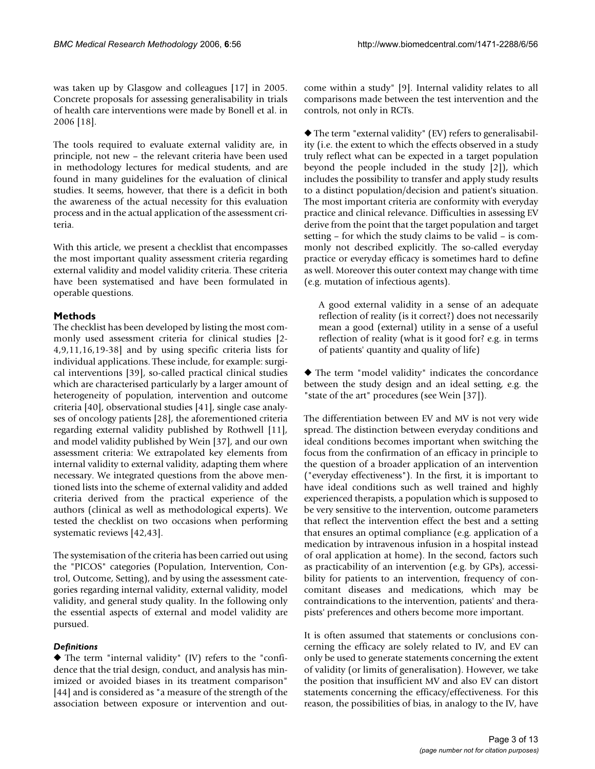was taken up by Glasgow and colleagues [17] in 2005. Concrete proposals for assessing generalisability in trials of health care interventions were made by Bonell et al. in 2006 [18].

The tools required to evaluate external validity are, in principle, not new – the relevant criteria have been used in methodology lectures for medical students, and are found in many guidelines for the evaluation of clinical studies. It seems, however, that there is a deficit in both the awareness of the actual necessity for this evaluation process and in the actual application of the assessment criteria.

With this article, we present a checklist that encompasses the most important quality assessment criteria regarding external validity and model validity criteria. These criteria have been systematised and have been formulated in operable questions.

## Methods

The checklist has been developed by listing the most commonly used assessment criteria for clinical studies [2-4,9,11,16,19-38] and by using specific criteria lists for individual applications. These include, for example: surgical interventions [39], so-called practical clinical studies which are characterised particularly by a larger amount of heterogeneity of population, intervention and outcome criteria [40], observational studies [41], single case analyses of oncology patients [28], the aforementioned criteria regarding external validity published by Rothwell [11], and model validity published by Wein [37], and our own assessment criteria: We extrapolated key elements from internal validity to external validity, adapting them where necessary. We integrated questions from the above mentioned lists into the scheme of external validity and added criteria derived from the practical experience of the authors (clinical as well as methodological experts). We tested the checklist on two occasions when performing systematic reviews [42,43].

The systemisation of the criteria has been carried out using the "PICOS" categories (Population, Intervention, Control, Outcome, Setting), and by using the assessment categories regarding internal validity, external validity, model validity, and general study quality. In the following only the essential aspects of external and model validity are pursued.

### *Definitions*

◆ The term "internal validity" (IV) refers to the "confidence that the trial design, conduct, and analysis has minimized or avoided biases in its treatment comparison" [44] and is considered as "a measure of the strength of the association between exposure or intervention and outcome within a study" [9]. Internal validity relates to all comparisons made between the test intervention and the controls, not only in RCTs.

◆ The term "external validity" (EV) refers to generalisability (i.e. the extent to which the effects observed in a study truly reflect what can be expected in a target population beyond the people included in the study [2]), which includes the possibility to transfer and apply study results to a distinct population/decision and patient's situation. The most important criteria are conformity with everyday practice and clinical relevance. Difficulties in assessing EV derive from the point that the target population and target setting – for which the study claims to be valid – is commonly not described explicitly. The so-called everyday practice or everyday efficacy is sometimes hard to define as well. Moreover this outer context may change with time (e.g. mutation of infectious agents).

> A good external validity in a sense of an adequate reflection of reality (is it correct?) does not necessarily mean a good (external) utility in a sense of a useful reflection of reality (what is it good for? e.g. in terms of patients' quantity and quality of life)

◆ The term "model validity" indicates the concordance between the study design and an ideal setting, e.g. the "state of the art" procedures (see Wein [37]).

The differentiation between EV and MV is not very wide spread. The distinction between everyday conditions and ideal conditions becomes important when switching the focus from the confirmation of an efficacy in principle to the question of a broader application of an intervention ("everyday effectiveness"). In the first, it is important to have ideal conditions such as well trained and highly experienced therapists, a population which is supposed to be very sensitive to the intervention, outcome parameters that reflect the intervention effect the best and a setting that ensures an optimal compliance (e.g. application of a medication by intravenous infusion in a hospital instead of oral application at home). In the second, factors such as practicability of an intervention (e.g. by GPs), accessibility for patients to an intervention, frequency of concomitant diseases and medications, which may be contraindications to the intervention, patients' and therapists' preferences and others become more important.

It is often assumed that statements or conclusions concerning the efficacy are solely related to IV, and EV can only be used to generate statements concerning the extent of validity (or limits of generalisation). However, we take the position that insufficient MV and also EV can distort statements concerning the efficacy/effectiveness. For this reason, the possibilities of bias, in analogy to the IV, have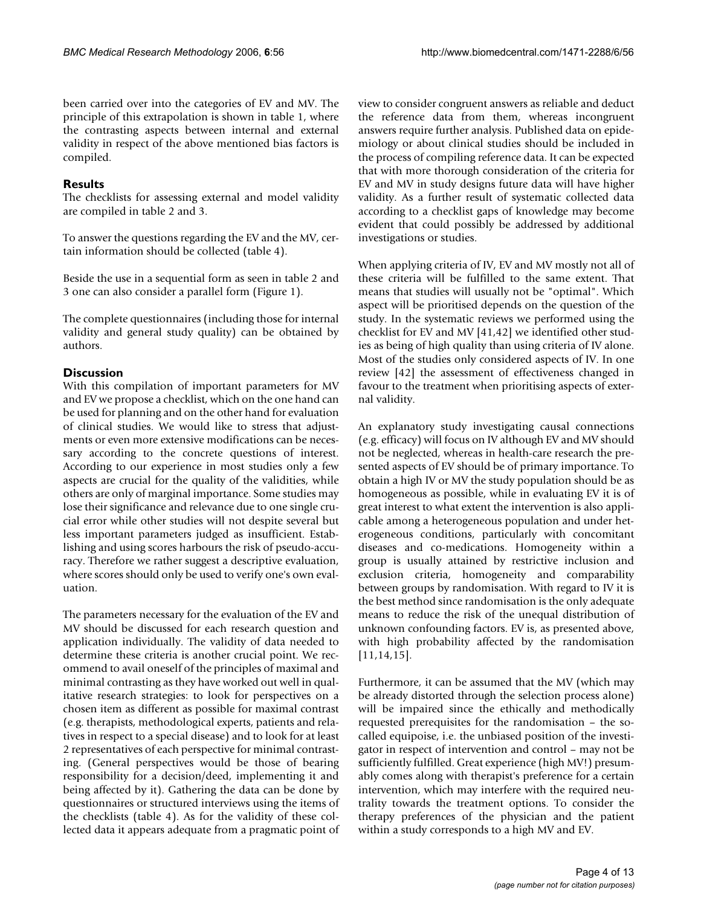been carried over into the categories of EV and MV. The principle of this extrapolation is shown in table 1, where the contrasting aspects between internal and external validity in respect of the above mentioned bias factors is compiled.

## Results

The checklists for assessing external and model validity are compiled in table 2 and 3.

To answer the questions regarding the EV and the MV, certain information should be collected (table 4).

Beside the use in a sequential form as seen in table 2 and 3 one can also consider a parallel form (Figure 1).

The complete questionnaires (including those for internal validity and general study quality) can be obtained by authors.

## Discussion

With this compilation of important parameters for MV and EV we propose a checklist, which on the one hand can be used for planning and on the other hand for evaluation of clinical studies. We would like to stress that adjustments or even more extensive modifications can be necessary according to the concrete questions of interest. According to our experience in most studies only a few aspects are crucial for the quality of the validities, while others are only of marginal importance. Some studies may lose their significance and relevance due to one single crucial error while other studies will not despite several but less important parameters judged as insufficient. Establishing and using scores harbours the risk of pseudo-accuracy. Therefore we rather suggest a descriptive evaluation, where scores should only be used to verify one's own evaluation.

The parameters necessary for the evaluation of the EV and MV should be discussed for each research question and application individually. The validity of data needed to determine these criteria is another crucial point. We recommend to avail oneself of the principles of maximal and minimal contrasting as they have worked out well in qualitative research strategies: to look for perspectives on a chosen item as different as possible for maximal contrast (e.g. therapists, methodological experts, patients and relatives in respect to a special disease) and to look for at least 2 representatives of each perspective for minimal contrasting. (General perspectives would be those of bearing responsibility for a decision/deed, implementing it and being affected by it). Gathering the data can be done by questionnaires or structured interviews using the items of the checklists (table 4). As for the validity of these collected data it appears adequate from a pragmatic point of view to consider congruent answers as reliable and deduct the reference data from them, whereas incongruent answers require further analysis. Published data on epidemiology or about clinical studies should be included in the process of compiling reference data. It can be expected that with more thorough consideration of the criteria for EV and MV in study designs future data will have higher validity. As a further result of systematic collected data according to a checklist gaps of knowledge may become evident that could possibly be addressed by additional investigations or studies.

When applying criteria of IV, EV and MV mostly not all of these criteria will be fulfilled to the same extent. That means that studies will usually not be "optimal". Which aspect will be prioritised depends on the question of the study. In the systematic reviews we performed using the checklist for EV and MV [41,42] we identified other studies as being of high quality than using criteria of IV alone. Most of the studies only considered aspects of IV. In one review [42] the assessment of effectiveness changed in favour to the treatment when prioritising aspects of external validity.

An explanatory study investigating causal connections (e.g. efficacy) will focus on IV although EV and MV should not be neglected, whereas in health-care research the presented aspects of EV should be of primary importance. To obtain a high IV or MV the study population should be as homogeneous as possible, while in evaluating EV it is of great interest to what extent the intervention is also applicable among a heterogeneous population and under heterogeneous conditions, particularly with concomitant diseases and co-medications. Homogeneity within a group is usually attained by restrictive inclusion and exclusion criteria, homogeneity and comparability between groups by randomisation. With regard to IV it is the best method since randomisation is the only adequate means to reduce the risk of the unequal distribution of unknown confounding factors. EV is, as presented above, with high probability affected by the randomisation [11,14,15].

Furthermore, it can be assumed that the MV (which may be already distorted through the selection process alone) will be impaired since the ethically and methodically requested prerequisites for the randomisation – the so-called equipoise, i.e. the unbiased position of the investigator in respect of intervention and control – may not be sufficiently fulfilled. Great experience (high MV!) presumably comes along with therapist's preference for a certain intervention, which may interfere with the required neutrality towards the treatment options. To consider the therapy preferences of the physician and the patient within a study corresponds to a high MV and EV.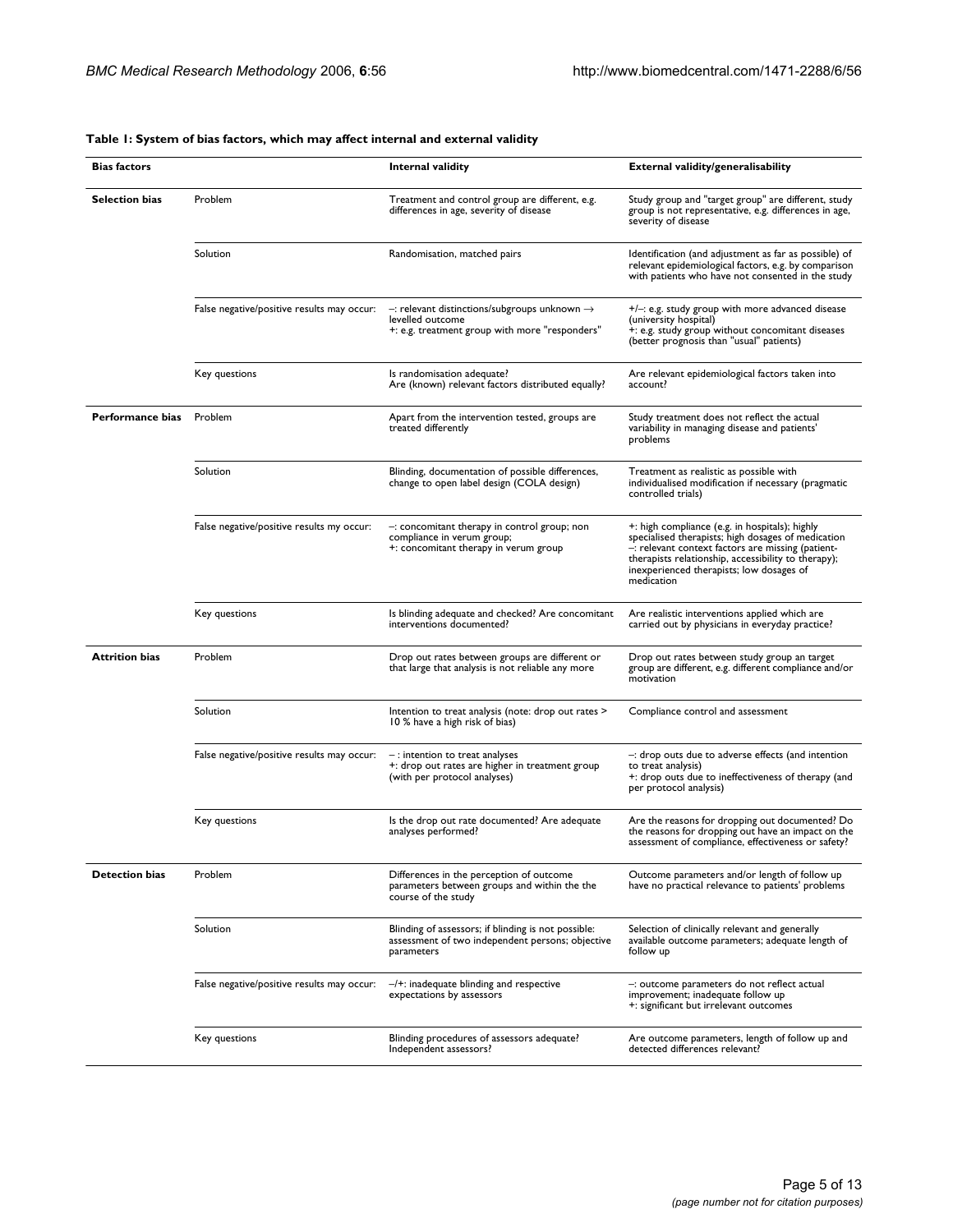**Table 1: System of bias factors, which may affect internal and external validity**

| Bias factors | | Internal validity | External validity/generalisability |
|---|---|---|---|
| **Selection bias** | Problem | Treatment and control group are different, e.g. differences in age, severity of disease | Study group and "target group" are different, study group is not representative, e.g. differences in age, severity of disease |
| | Solution | Randomisation, matched pairs | Identification (and adjustment as far as possible) of relevant epidemiological factors, e.g. by comparison with patients who have not consented in the study |
| | False negative/positive results may occur: | –: relevant distinctions/subgroups unknown → levelled outcome<br>+: e.g. treatment group with more "responders" | +/–: e.g. study group with more advanced disease (university hospital)<br>+: e.g. study group without concomitant diseases (better prognosis than "usual" patients) |
| | Key questions | Is randomisation adequate?<br>Are (known) relevant factors distributed equally? | Are relevant epidemiological factors taken into account? |
| **Performance bias** | Problem | Apart from the intervention tested, groups are treated differently | Study treatment does not reflect the actual variability in managing disease and patients' problems |
| | Solution | Blinding, documentation of possible differences, change to open label design (COLA design) | Treatment as realistic as possible with individualised modification if necessary (pragmatic controlled trials) |
| | False negative/positive results my occur: | –: concomitant therapy in control group; non compliance in verum group;<br>+: concomitant therapy in verum group | +: high compliance (e.g. in hospitals); highly specialised therapists; high dosages of medication<br>–: relevant context factors are missing (patient-therapists relationship, accessibility to therapy); inexperienced therapists; low dosages of medication |
| | Key questions | Is blinding adequate and checked? Are concomitant interventions documented? | Are realistic interventions applied which are carried out by physicians in everyday practice? |
| **Attrition bias** | Problem | Drop out rates between groups are different or that large that analysis is not reliable any more | Drop out rates between study group an target group are different, e.g. different compliance and/or motivation |
| | Solution | Intention to treat analysis (note: drop out rates > 10 % have a high risk of bias) | Compliance control and assessment |
| | False negative/positive results may occur: | – : intention to treat analyses<br>+: drop out rates are higher in treatment group (with per protocol analyses) | –: drop outs due to adverse effects (and intention to treat analysis)<br>+: drop outs due to ineffectiveness of therapy (and per protocol analysis) |
| | Key questions | Is the drop out rate documented? Are adequate analyses performed? | Are the reasons for dropping out documented? Do the reasons for dropping out have an impact on the assessment of compliance, effectiveness or safety? |
| **Detection bias** | Problem | Differences in the perception of outcome parameters between groups and within the the course of the study | Outcome parameters and/or length of follow up have no practical relevance to patients' problems |
| | Solution | Blinding of assessors; if blinding is not possible: assessment of two independent persons; objective parameters | Selection of clinically relevant and generally available outcome parameters; adequate length of follow up |
| | False negative/positive results may occur: | –/+: inadequate blinding and respective expectations by assessors | –: outcome parameters do not reflect actual improvement; inadequate follow up<br>+: significant but irrelevant outcomes |
| | Key questions | Blinding procedures of assessors adequate? Independent assessors? | Are outcome parameters, length of follow up and detected differences relevant? |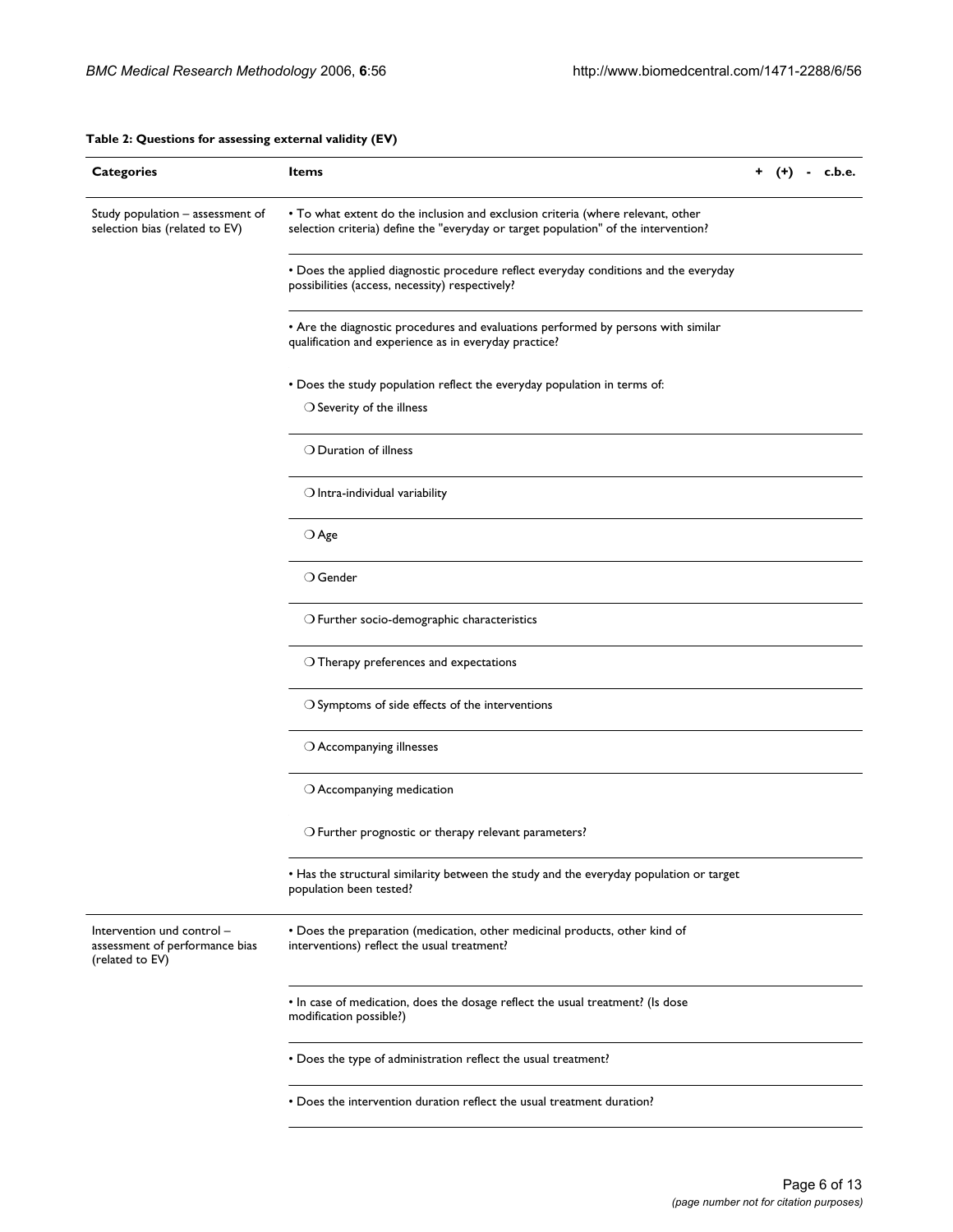**Table 2: Questions for assessing external validity (EV)**

| Categories | Items | + | (+) | - | c.b.e. |
|---|---|---|---|---|---|
| Study population – assessment of selection bias (related to EV) | • To what extent do the inclusion and exclusion criteria (where relevant, other selection criteria) define the "everyday or target population" of the intervention? | | | | |
| | • Does the applied diagnostic procedure reflect everyday conditions and the everyday possibilities (access, necessity) respectively? | | | | |
| | • Are the diagnostic procedures and evaluations performed by persons with similar qualification and experience as in everyday practice? | | | | |
| | • Does the study population reflect the everyday population in terms of:<br>❍ Severity of the illness | | | | |
| | ❍ Duration of illness | | | | |
| | ❍ Intra-individual variability | | | | |
| | ❍ Age | | | | |
| | ❍ Gender | | | | |
| | ❍ Further socio-demographic characteristics | | | | |
| | ❍ Therapy preferences and expectations | | | | |
| | ❍ Symptoms of side effects of the interventions | | | | |
| | ❍ Accompanying illnesses | | | | |
| | ❍ Accompanying medication | | | | |
| | ❍ Further prognostic or therapy relevant parameters? | | | | |
| | • Has the structural similarity between the study and the everyday population or target population been tested? | | | | |
| Intervention und control – assessment of performance bias (related to EV) | • Does the preparation (medication, other medicinal products, other kind of interventions) reflect the usual treatment? | | | | |
| | • In case of medication, does the dosage reflect the usual treatment? (Is dose modification possible?) | | | | |
| | • Does the type of administration reflect the usual treatment? | | | | |
| | • Does the intervention duration reflect the usual treatment duration? | | | | |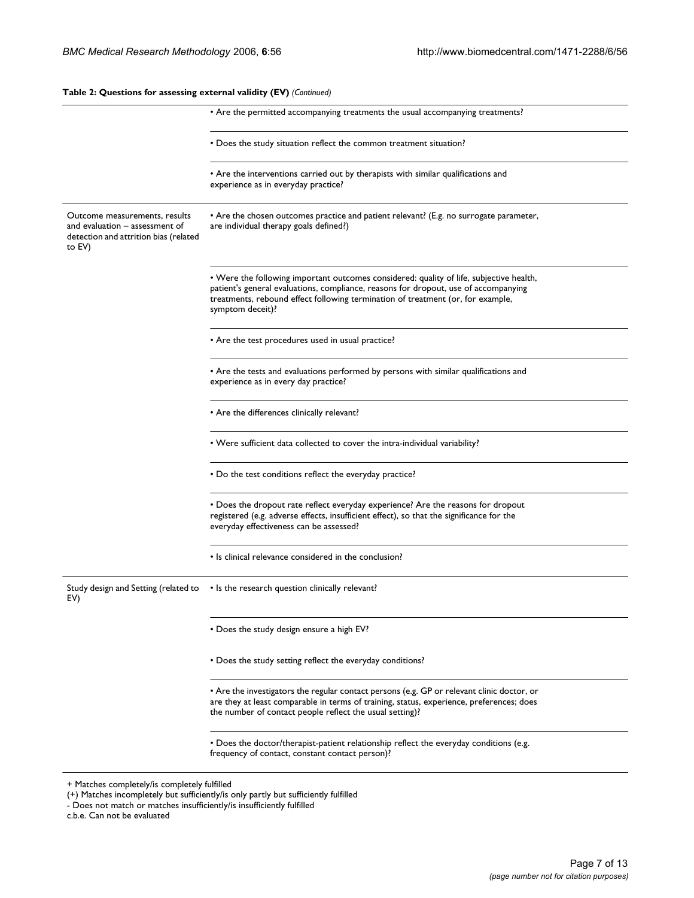**Table 2: Questions for assessing external validity (EV)** *(Continued)*

| | |
|---|---|
| | • Are the permitted accompanying treatments the usual accompanying treatments? |
| | • Does the study situation reflect the common treatment situation? |
| | • Are the interventions carried out by therapists with similar qualifications and experience as in everyday practice? |
| Outcome measurements, results and evaluation – assessment of detection and attrition bias (related to EV) | • Are the chosen outcomes practice and patient relevant? (E.g. no surrogate parameter, are individual therapy goals defined?) |
| | • Were the following important outcomes considered: quality of life, subjective health, patient's general evaluations, compliance, reasons for dropout, use of accompanying treatments, rebound effect following termination of treatment (or, for example, symptom deceit)? |
| | • Are the test procedures used in usual practice? |
| | • Are the tests and evaluations performed by persons with similar qualifications and experience as in every day practice? |
| | • Are the differences clinically relevant? |
| | • Were sufficient data collected to cover the intra-individual variability? |
| | • Do the test conditions reflect the everyday practice? |
| | • Does the dropout rate reflect everyday experience? Are the reasons for dropout registered (e.g. adverse effects, insufficient effect), so that the significance for the everyday effectiveness can be assessed? |
| | • Is clinical relevance considered in the conclusion? |
| Study design and Setting (related to EV) | • Is the research question clinically relevant? |
| | • Does the study design ensure a high EV? |
| | • Does the study setting reflect the everyday conditions? |
| | • Are the investigators the regular contact persons (e.g. GP or relevant clinic doctor, or are they at least comparable in terms of training, status, experience, preferences; does the number of contact people reflect the usual setting)? |
| | • Does the doctor/therapist-patient relationship reflect the everyday conditions (e.g. frequency of contact, constant contact person)? |

+ Matches completely/is completely fulfilled
(+) Matches incompletely but sufficiently/is only partly but sufficiently fulfilled
- Does not match or matches insufficiently/is insufficiently fulfilled
c.b.e. Can not be evaluated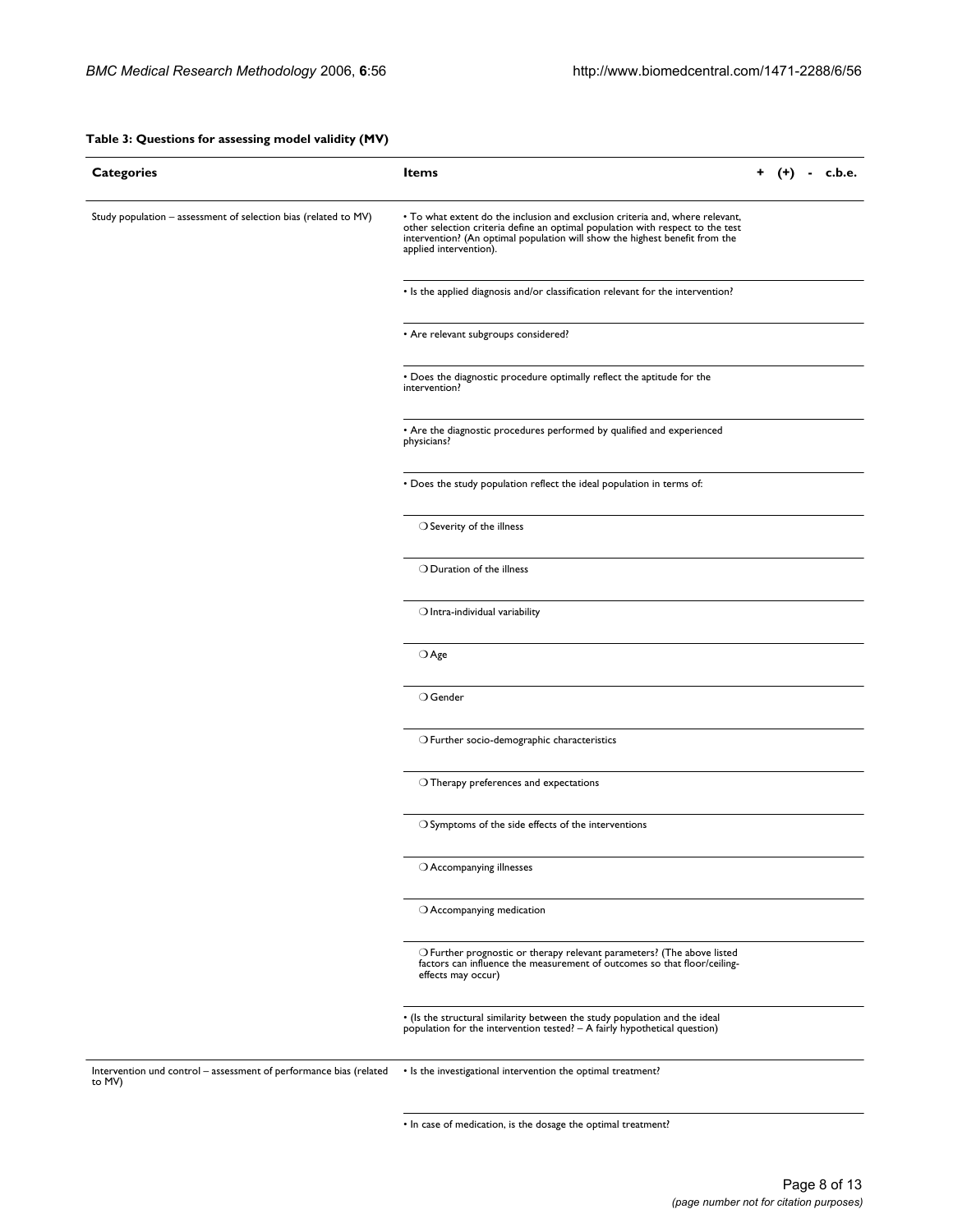**Table 3: Questions for assessing model validity (MV)**

| Categories | Items | + | (+) | - | c.b.e. |
|---|---|---|---|---|---|
| Study population – assessment of selection bias (related to MV) | • To what extent do the inclusion and exclusion criteria and, where relevant, other selection criteria define an optimal population with respect to the test intervention? (An optimal population will show the highest benefit from the applied intervention). | | | | |
| | • Is the applied diagnosis and/or classification relevant for the intervention? | | | | |
| | • Are relevant subgroups considered? | | | | |
| | • Does the diagnostic procedure optimally reflect the aptitude for the intervention? | | | | |
| | • Are the diagnostic procedures performed by qualified and experienced physicians? | | | | |
| | • Does the study population reflect the ideal population in terms of: | | | | |
| | ❍ Severity of the illness | | | | |
| | ❍ Duration of the illness | | | | |
| | ❍ Intra-individual variability | | | | |
| | ❍ Age | | | | |
| | ❍ Gender | | | | |
| | ❍ Further socio-demographic characteristics | | | | |
| | ❍ Therapy preferences and expectations | | | | |
| | ❍ Symptoms of the side effects of the interventions | | | | |
| | ❍ Accompanying illnesses | | | | |
| | ❍ Accompanying medication | | | | |
| | ❍ Further prognostic or therapy relevant parameters? (The above listed factors can influence the measurement of outcomes so that floor/ceiling-effects may occur) | | | | |
| | • (Is the structural similarity between the study population and the ideal population for the intervention tested? – A fairly hypothetical question) | | | | |
| Intervention und control – assessment of performance bias (related to MV) | • Is the investigational intervention the optimal treatment? | | | | |
| | • In case of medication, is the dosage the optimal treatment? | | | | |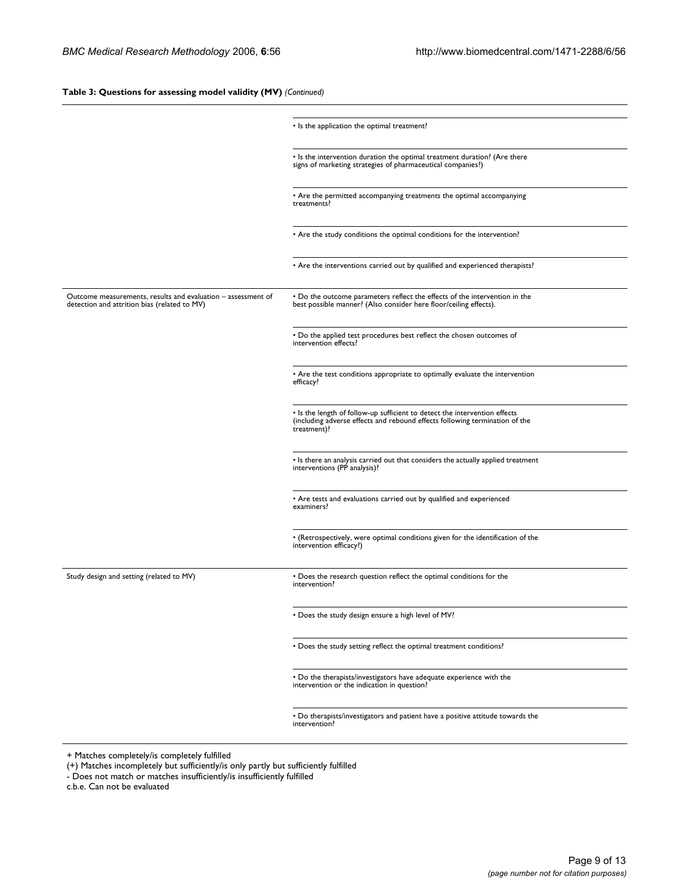**Table 3: Questions for assessing model validity (MV)** *(Continued)*

| | | |
|---|---|---|
| | • Is the application the optimal treatment? | |
| | • Is the intervention duration the optimal treatment duration? (Are there signs of marketing strategies of pharmaceutical companies?) | |
| | • Are the permitted accompanying treatments the optimal accompanying treatments? | |
| | • Are the study conditions the optimal conditions for the intervention? | |
| | • Are the interventions carried out by qualified and experienced therapists? | |
| Outcome measurements, results and evaluation – assessment of detection and attrition bias (related to MV) | • Do the outcome parameters reflect the effects of the intervention in the best possible manner? (Also consider here floor/ceiling effects). | |
| | • Do the applied test procedures best reflect the chosen outcomes of intervention effects? | |
| | • Are the test conditions appropriate to optimally evaluate the intervention efficacy? | |
| | • Is the length of follow-up sufficient to detect the intervention effects (including adverse effects and rebound effects following termination of the treatment)? | |
| | • Is there an analysis carried out that considers the actually applied treatment interventions (PP analysis)? | |
| | • Are tests and evaluations carried out by qualified and experienced examiners? | |
| | • (Retrospectively, were optimal conditions given for the identification of the intervention efficacy?) | |
| Study design and setting (related to MV) | • Does the research question reflect the optimal conditions for the intervention? | |
| | • Does the study design ensure a high level of MV? | |
| | • Does the study setting reflect the optimal treatment conditions? | |
| | • Do the therapists/investigators have adequate experience with the intervention or the indication in question? | |
| | • Do therapists/investigators and patient have a positive attitude towards the intervention? | |

+ Matches completely/is completely fulfilled
(+) Matches incompletely but sufficiently/is only partly but sufficiently fulfilled
- Does not match or matches insufficiently/is insufficiently fulfilled
c.b.e. Can not be evaluated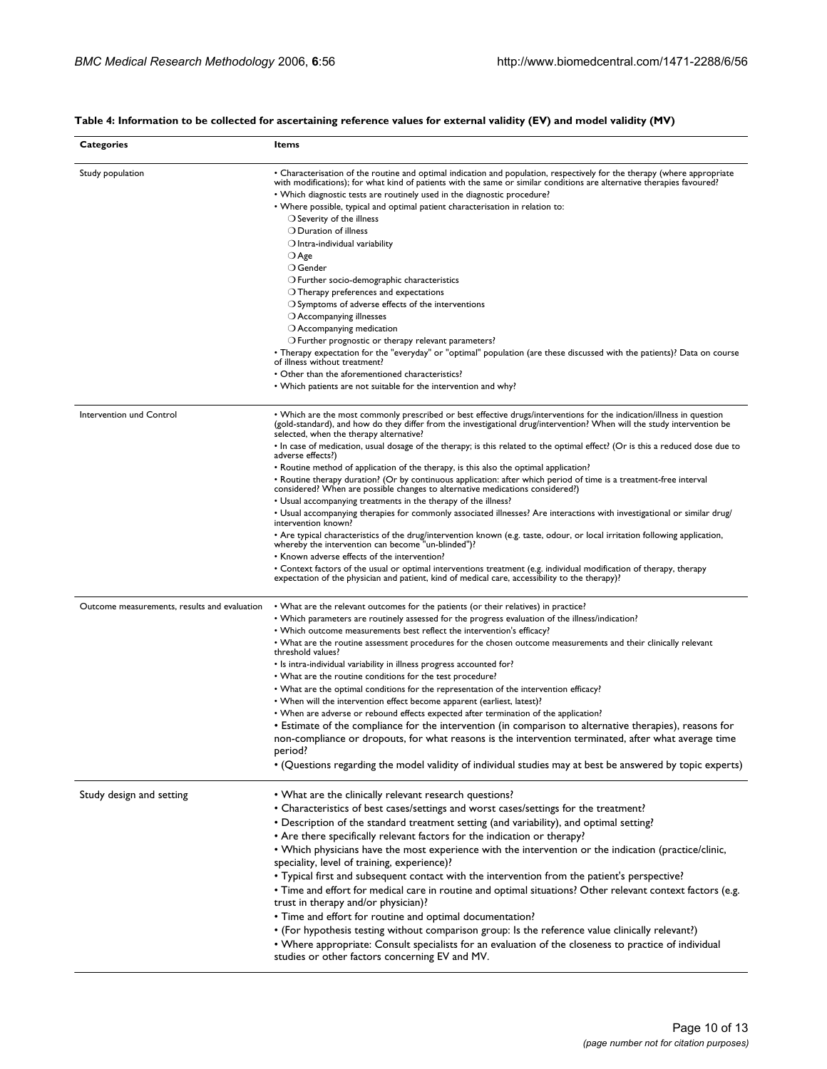**Table 4: Information to be collected for ascertaining reference values for external validity (EV) and model validity (MV)**

| Categories | Items |
| --- | --- |
| Study population | • Characterisation of the routine and optimal indication and population, respectively for the therapy (where appropriate with modifications); for what kind of patients with the same or similar conditions are alternative therapies favoured?<br>• Which diagnostic tests are routinely used in the diagnostic procedure?<br>• Where possible, typical and optimal patient characterisation in relation to:<br>❍ Severity of the illness<br>❍ Duration of illness<br>❍ Intra-individual variability<br>❍ Age<br>❍ Gender<br>❍ Further socio-demographic characteristics<br>❍ Therapy preferences and expectations<br>❍ Symptoms of adverse effects of the interventions<br>❍ Accompanying illnesses<br>❍ Accompanying medication<br>❍ Further prognostic or therapy relevant parameters?<br>• Therapy expectation for the "everyday" or "optimal" population (are these discussed with the patients)? Data on course of illness without treatment?<br>• Other than the aforementioned characteristics?<br>• Which patients are not suitable for the intervention and why? |
| Intervention und Control | • Which are the most commonly prescribed or best effective drugs/interventions for the indication/illness in question (gold-standard), and how do they differ from the investigational drug/intervention? When will the study intervention be selected, when the therapy alternative?<br>• In case of medication, usual dosage of the therapy; is this related to the optimal effect? (Or is this a reduced dose due to adverse effects?)<br>• Routine method of application of the therapy, is this also the optimal application?<br>• Routine therapy duration? (Or by continuous application: after which period of time is a treatment-free interval considered? When are possible changes to alternative medications considered?)<br>• Usual accompanying treatments in the therapy of the illness?<br>• Usual accompanying therapies for commonly associated illnesses? Are interactions with investigational or similar drug/intervention known?<br>• Are typical characteristics of the drug/intervention known (e.g. taste, odour, or local irritation following application, whereby the intervention can become "un-blinded")?<br>• Known adverse effects of the intervention?<br>• Context factors of the usual or optimal interventions treatment (e.g. individual modification of therapy, therapy expectation of the physician and patient, kind of medical care, accessibility to the therapy)? |
| Outcome measurements, results and evaluation | • What are the relevant outcomes for the patients (or their relatives) in practice?<br>• Which parameters are routinely assessed for the progress evaluation of the illness/indication?<br>• Which outcome measurements best reflect the intervention's efficacy?<br>• What are the routine assessment procedures for the chosen outcome measurements and their clinically relevant threshold values?<br>• Is intra-individual variability in illness progress accounted for?<br>• What are the routine conditions for the test procedure?<br>• What are the optimal conditions for the representation of the intervention efficacy?<br>• When will the intervention effect become apparent (earliest, latest)?<br>• When are adverse or rebound effects expected after termination of the application?<br>• Estimate of the compliance for the intervention (in comparison to alternative therapies), reasons for non-compliance or dropouts, for what reasons is the intervention terminated, after what average time period?<br>• (Questions regarding the model validity of individual studies may at best be answered by topic experts) |
| Study design and setting | • What are the clinically relevant research questions?<br>• Characteristics of best cases/settings and worst cases/settings for the treatment?<br>• Description of the standard treatment setting (and variability), and optimal setting?<br>• Are there specifically relevant factors for the indication or therapy?<br>• Which physicians have the most experience with the intervention or the indication (practice/clinic, speciality, level of training, experience)?<br>• Typical first and subsequent contact with the intervention from the patient's perspective?<br>• Time and effort for medical care in routine and optimal situations? Other relevant context factors (e.g. trust in therapy and/or physician)?<br>• Time and effort for routine and optimal documentation?<br>• (For hypothesis testing without comparison group: Is the reference value clinically relevant?)<br>• Where appropriate: Consult specialists for an evaluation of the closeness to practice of individual studies or other factors concerning EV and MV. |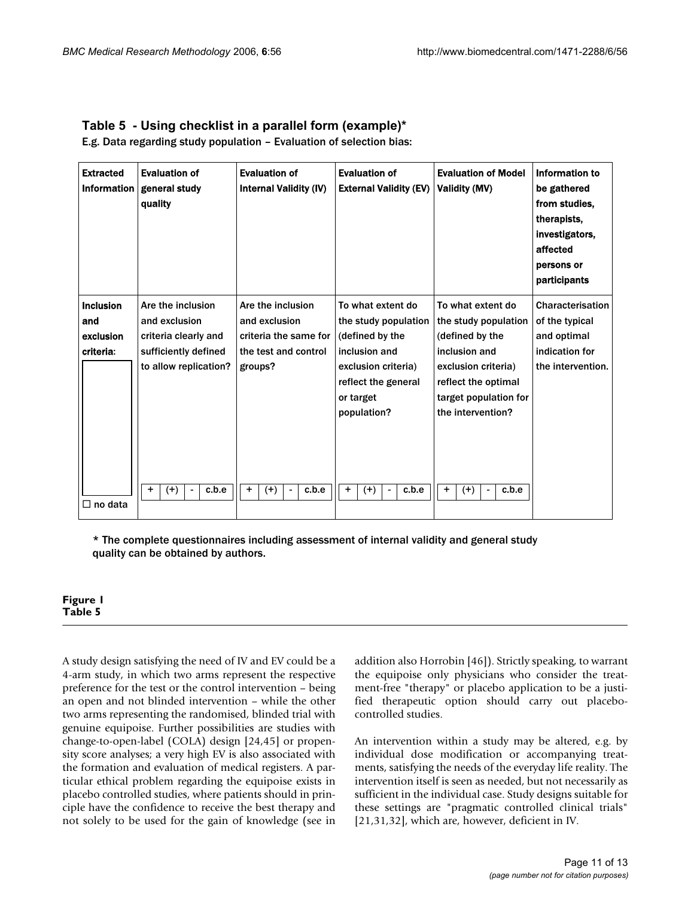## Table 5 - Using checklist in a parallel form (example)*

E.g. Data regarding study population – Evaluation of selection bias:

| Extracted Information | Evaluation of general study quality | Evaluation of Internal Validity (IV) | Evaluation of External Validity (EV) | Evaluation of Model Validity (MV) | Information to be gathered from studies, therapists, investigators, affected persons or participants |
|---|---|---|---|---|---|
| Inclusion and exclusion criteria: | Are the inclusion and exclusion criteria clearly and sufficiently defined to allow replication? | Are the inclusion and exclusion criteria the same for the test and control groups? | To what extent do the study population (defined by the inclusion and exclusion criteria) reflect the general or target population? | To what extent do the study population (defined by the inclusion and exclusion criteria) reflect the optimal target population for the intervention? | Characterisation of the typical and optimal indication for the intervention. |
| ☐ no data | + (+) - c.b.e | + (+) - c.b.e | + (+) - c.b.e | + (+) - c.b.e | |

* The complete questionnaires including assessment of internal validity and general study quality can be obtained by authors.

**Figure 1**
**Table 5**

A study design satisfying the need of IV and EV could be a 4-arm study, in which two arms represent the respective preference for the test or the control intervention – being an open and not blinded intervention – while the other two arms representing the randomised, blinded trial with genuine equipoise. Further possibilities are studies with change-to-open-label (COLA) design [24,45] or propensity score analyses; a very high EV is also associated with the formation and evaluation of medical registers. A particular ethical problem regarding the equipoise exists in placebo controlled studies, where patients should in principle have the confidence to receive the best therapy and not solely to be used for the gain of knowledge (see in addition also Horrobin [46]). Strictly speaking, to warrant the equipoise only physicians who consider the treatment-free "therapy" or placebo application to be a justified therapeutic option should carry out placebo-controlled studies.

An intervention within a study may be altered, e.g. by individual dose modification or accompanying treatments, satisfying the needs of the everyday life reality. The intervention itself is seen as needed, but not necessarily as sufficient in the individual case. Study designs suitable for these settings are "pragmatic controlled clinical trials" [21,31,32], which are, however, deficient in IV.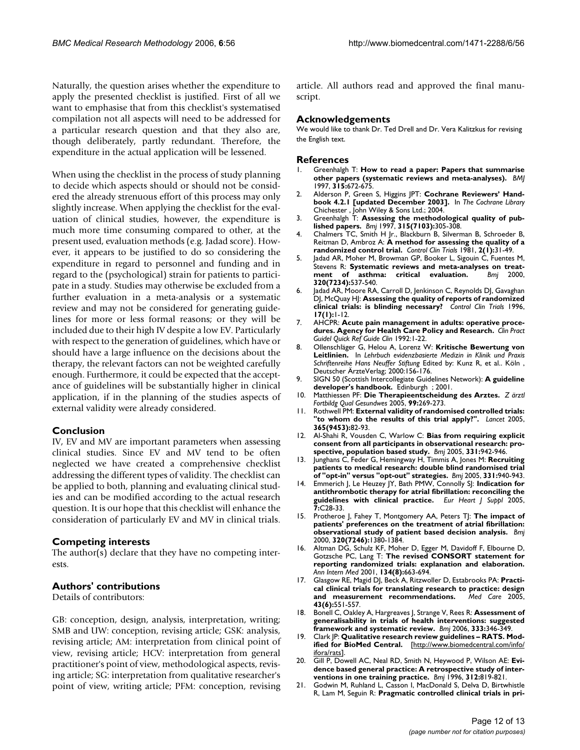Naturally, the question arises whether the expenditure to apply the presented checklist is justified. First of all we want to emphasise that from this checklist's systematised compilation not all aspects will need to be addressed for a particular research question and that they also are, though deliberately, partly redundant. Therefore, the expenditure in the actual application will be lessened.

When using the checklist in the process of study planning to decide which aspects should or should not be considered the already strenuous effort of this process may only slightly increase. When applying the checklist for the evaluation of clinical studies, however, the expenditure is much more time consuming compared to other, at the present used, evaluation methods (e.g. Jadad score). However, it appears to be justified to do so considering the expenditure in regard to personnel and funding and in regard to the (psychological) strain for patients to participate in a study. Studies may otherwise be excluded from a further evaluation in a meta-analysis or a systematic review and may not be considered for generating guidelines for more or less formal reasons; or they will be included due to their high IV despite a low EV. Particularly with respect to the generation of guidelines, which have or should have a large influence on the decisions about the therapy, the relevant factors can not be weighted carefully enough. Furthermore, it could be expected that the acceptance of guidelines will be substantially higher in clinical application, if in the planning of the studies aspects of external validity were already considered.

## Conclusion

IV, EV and MV are important parameters when assessing clinical studies. Since EV and MV tend to be often neglected we have created a comprehensive checklist addressing the different types of validity. The checklist can be applied to both, planning and evaluating clinical studies and can be modified according to the actual research question. It is our hope that this checklist will enhance the consideration of particularly EV and MV in clinical trials.

## Competing interests

The author(s) declare that they have no competing interests.

## Authors' contributions

Details of contributors:

GB: conception, design, analysis, interpretation, writing; SMB and UW: conception, revising article; GSK: analysis, revising article; AM: interpretation from clinical point of view, revising article; HCV: interpretation from general practitioner's point of view, methodological aspects, revising article; SG: interpretation from qualitative researcher's point of view, writing article; PFM: conception, revising article. All authors read and approved the final manuscript.

## Acknowledgements

We would like to thank Dr. Ted Drell and Dr. Vera Kalitzkus for revising the English text.

## References

1. Greenhalgh T: **How to read a paper: Papers that summarise other papers (systematic reviews and meta-analyses).** *BMJ* 1997, **315:**672-675.
2. Alderson P, Green S, Higgins JPT: **Cochrane Reviewers' Handbook 4.2.1 [updated December 2003].** In *The Cochrane Library* Chichester , John Wiley & Sons Ltd.; 2004.
3. Greenhalgh T: **Assessing the methodological quality of published papers.** *Bmj* 1997, **315(7103):**305-308.
4. Chalmers TC, Smith H Jr., Blackburn B, Silverman B, Schroeder B, Reitman D, Ambroz A: **A method for assessing the quality of a randomized control trial.** *Control Clin Trials* 1981, **2(1):**31-49.
5. Jadad AR, Moher M, Browman GP, Booker L, Sigouin C, Fuentes M, Stevens R: **Systematic reviews and meta-analyses on treatment of asthma: critical evaluation.** *Bmj* 2000, **320(7234):**537-540.
6. Jadad AR, Moore RA, Carroll D, Jenkinson C, Reynolds DJ, Gavaghan DJ, McQuay HJ: **Assessing the quality of reports of randomized clinical trials: is blinding necessary?** *Control Clin Trials* 1996, **17(1):**1-12.
7. AHCPR: **Acute pain management in adults: operative procedures. Agency for Health Care Policy and Research.** *Clin Pract Guidel Quick Ref Guide Clin* 1992:1-22.
8. Ollenschläger G, Helou A, Lorenz W: **Kritische Bewertung von Leitlinien.** In *Lehrbuch evidenzbasierte Medizin in Klinik und Praxis Schriftenreihe Hans Neuffer Stiftung* Edited by: Kunz R, et al.. Köln , Deutscher ÄrzteVerlag; 2000:156-176.
9. SIGN 50 (Scottish Intercollegiate Guidelines Network): **A guideline developer's handbook.** Edinburgh ; 2001.
10. Matthiessen PF: **Die Therapieentscheidung des Arztes.** *Z ärztl Fortbildg Qual Gesundwes* 2005, **99:**269-273.
11. Rothwell PM: **External validity of randomised controlled trials: "to whom do the results of this trial apply?".** *Lancet* 2005, **365(9453):**82-93.
12. Al-Shahi R, Vousden C, Warlow C: **Bias from requiring explicit consent from all participants in observational research: prospective, population based study.** *Bmj* 2005, **331:**942-946.
13. Junghans C, Feder G, Hemingway H, Timmis A, Jones M: **Recruiting patients to medical research: double blind randomised trial of "opt-in" versus "opt-out" strategies.** *Bmj* 2005, **331:**940-943.
14. Emmerich J, Le Heuzey JY, Bath PMW, Connolly SJ: **Indication for antithrombotic therapy for atrial fibrillation: reconciling the guidelines with clinical practice.** *Eur Heart J Suppl* 2005, **7:**C28-33.
15. Protheroe J, Fahey T, Montgomery AA, Peters TJ: **The impact of patients' preferences on the treatment of atrial fibrillation: observational study of patient based decision analysis.** *Bmj* 2000, **320(7246):**1380-1384.
16. Altman DG, Schulz KF, Moher D, Egger M, Davidoff F, Elbourne D, Gotzsche PC, Lang T: **The revised CONSORT statement for reporting randomized trials: explanation and elaboration.** *Ann Intern Med* 2001, **134(8):**663-694.
17. Glasgow RE, Magid DJ, Beck A, Ritzwoller D, Estabrooks PA: **Practical clinical trials for translating research to practice: design and measurement recommendations.** *Med Care* 2005, **43(6):**551-557.
18. Bonell C, Oakley A, Hargreaves J, Strange V, Rees R: **Assessment of generalisability in trials of health interventions: suggested framework and systematic review.** *Bmj* 2006, **333:**346-349.
19. Clark JP: **Qualitative research review guidelines – RATS. Modified for BioMed Central.** [http://www.biomedcentral.com/info/ifora/rats].
20. Gill P, Dowell AC, Neal RD, Smith N, Heywood P, Wilson AE: **Evidence based general practice: A retrospective study of interventions in one training practice.** *Bmj* 1996, **312:**819-821.
21. Godwin M, Ruhland L, Casson I, MacDonald S, Delva D, Birtwhistle R, Lam M, Seguin R: **Pragmatic controlled clinical trials in pri-**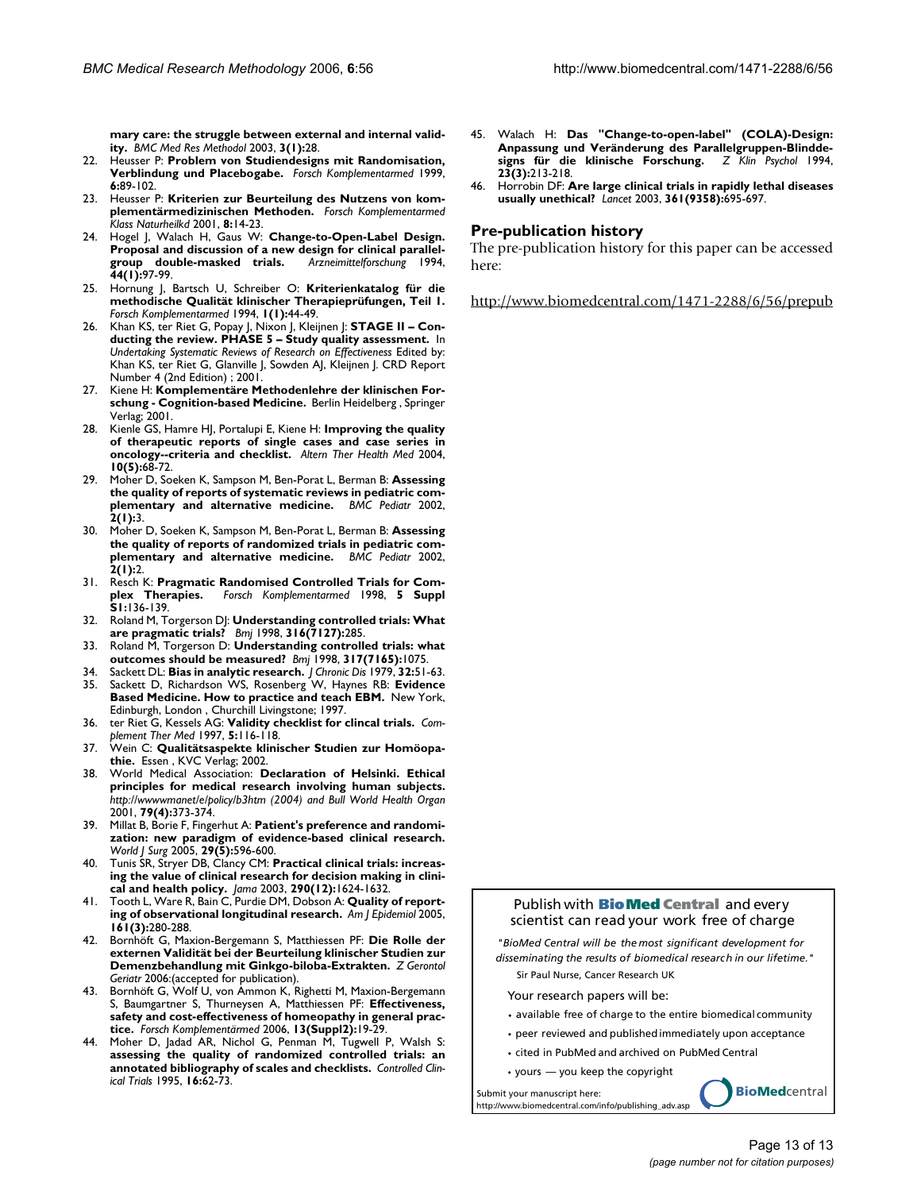mary care: the struggle between external and internal validity. *BMC Med Res Methodol* 2003, **3(1):**28.

22. Heusser P: **Problem von Studiendesigns mit Randomisation, Verblindung und Placebogabe.** *Forsch Komplementarmed* 1999, **6:**89-102.
23. Heusser P: **Kriterien zur Beurteilung des Nutzens von komplementärmedizinischen Methoden.** *Forsch Komplementarmed Klass Naturheilkd* 2001, **8:**14-23.
24. Hogel J, Walach H, Gaus W: **Change-to-Open-Label Design. Proposal and discussion of a new design for clinical parallel-group double-masked trials.** *Arzneimittelforschung* 1994, **44(1):**97-99.
25. Hornung J, Bartsch U, Schreiber O: **Kriterienkatalog für die methodische Qualität klinischer Therapieprüfungen, Teil 1.** *Forsch Komplementarmed* 1994, **1(1):**44-49.
26. Khan KS, ter Riet G, Popay J, Nixon J, Kleijnen J: **STAGE II – Conducting the review. PHASE 5 – Study quality assessment.** In *Undertaking Systematic Reviews of Research on Effectiveness* Edited by: Khan KS, ter Riet G, Glanville J, Sowden AJ, Kleijnen J. CRD Report Number 4 (2nd Edition) ; 2001.
27. Kiene H: **Komplementäre Methodenlehre der klinischen Forschung - Cognition-based Medicine.** Berlin Heidelberg , Springer Verlag; 2001.
28. Kienle GS, Hamre HJ, Portalupi E, Kiene H: **Improving the quality of therapeutic reports of single cases and case series in oncology--criteria and checklist.** *Altern Ther Health Med* 2004, **10(5):**68-72.
29. Moher D, Soeken K, Sampson M, Ben-Porat L, Berman B: **Assessing the quality of reports of systematic reviews in pediatric complementary and alternative medicine.** *BMC Pediatr* 2002, **2(1):**3.
30. Moher D, Soeken K, Sampson M, Ben-Porat L, Berman B: **Assessing the quality of reports of randomized trials in pediatric complementary and alternative medicine.** *BMC Pediatr* 2002, **2(1):**2.
31. Resch K: **Pragmatic Randomised Controlled Trials for Complex Therapies.** *Forsch Komplementarmed* 1998, **5 Suppl S1:**136-139.
32. Roland M, Torgerson DJ: **Understanding controlled trials: What are pragmatic trials?** *Bmj* 1998, **316(7127):**285.
33. Roland M, Torgerson D: **Understanding controlled trials: what outcomes should be measured?** *Bmj* 1998, **317(7165):**1075.
34. Sackett DL: **Bias in analytic research.** *J Chronic Dis* 1979, **32:**51-63.
35. Sackett D, Richardson WS, Rosenberg W, Haynes RB: **Evidence Based Medicine. How to practice and teach EBM.** New York, Edinburgh, London , Churchill Livingstone; 1997.
36. ter Riet G, Kessels AG: **Validity checklist for clincal trials.** *Complement Ther Med* 1997, **5:**116-118.
37. Wein C: **Qualitätsaspekte klinischer Studien zur Homöopathie.** Essen , KVC Verlag; 2002.
38. World Medical Association: **Declaration of Helsinki. Ethical principles for medical research involving human subjects.** *http://wwwwmanet/e/policy/b3htm (2004) and Bull World Health Organ* 2001, **79(4):**373-374.
39. Millat B, Borie F, Fingerhut A: **Patient's preference and randomization: new paradigm of evidence-based clinical research.** *World J Surg* 2005, **29(5):**596-600.
40. Tunis SR, Stryer DB, Clancy CM: **Practical clinical trials: increasing the value of clinical research for decision making in clinical and health policy.** *Jama* 2003, **290(12):**1624-1632.
41. Tooth L, Ware R, Bain C, Purdie DM, Dobson A: **Quality of reporting of observational longitudinal research.** *Am J Epidemiol* 2005, **161(3):**280-288.
42. Bornhöft G, Maxion-Bergemann S, Matthiessen PF: **Die Rolle der externen Validität bei der Beurteilung klinischer Studien zur Demenzbehandlung mit Ginkgo-biloba-Extrakten.** *Z Gerontol Geriatr* 2006:(accepted for publication).
43. Bornhöft G, Wolf U, von Ammon K, Righetti M, Maxion-Bergemann S, Baumgartner S, Thurneysen A, Matthiessen PF: **Effectiveness, safety and cost-effectiveness of homeopathy in general practice.** *Forsch Komplementärmed* 2006, **13(Suppl2):**19-29.
44. Moher D, Jadad AR, Nichol G, Penman M, Tugwell P, Walsh S: **assessing the quality of randomized controlled trials: an annotated bibliography of scales and checklists.** *Controlled Clinical Trials* 1995, **16:**62-73.
45. Walach H: **Das "Change-to-open-label" (COLA)-Design: Anpassung und Veränderung des Parallelgruppen-Blinddesigns für die klinische Forschung.** *Z Klin Psychol* 1994, **23(3):**213-218.
46. Horrobin DF: **Are large clinical trials in rapidly lethal diseases usually unethical?** *Lancet* 2003, **361(9358):**695-697.

## Pre-publication history

The pre-publication history for this paper can be accessed here:

http://www.biomedcentral.com/1471-2288/6/56/prepub

Publish with **BioMed Central** and every scientist can read your work free of charge

*"BioMed Central will be the most significant development for disseminating the results of biomedical research in our lifetime."*

Sir Paul Nurse, Cancer Research UK

Your research papers will be:

- available free of charge to the entire biomedical community
- peer reviewed and published immediately upon acceptance
- cited in PubMed and archived on PubMed Central
- yours — you keep the copyright

Submit your manuscript here:
http://www.biomedcentral.com/info/publishing_adv.asp

BioMedcentral